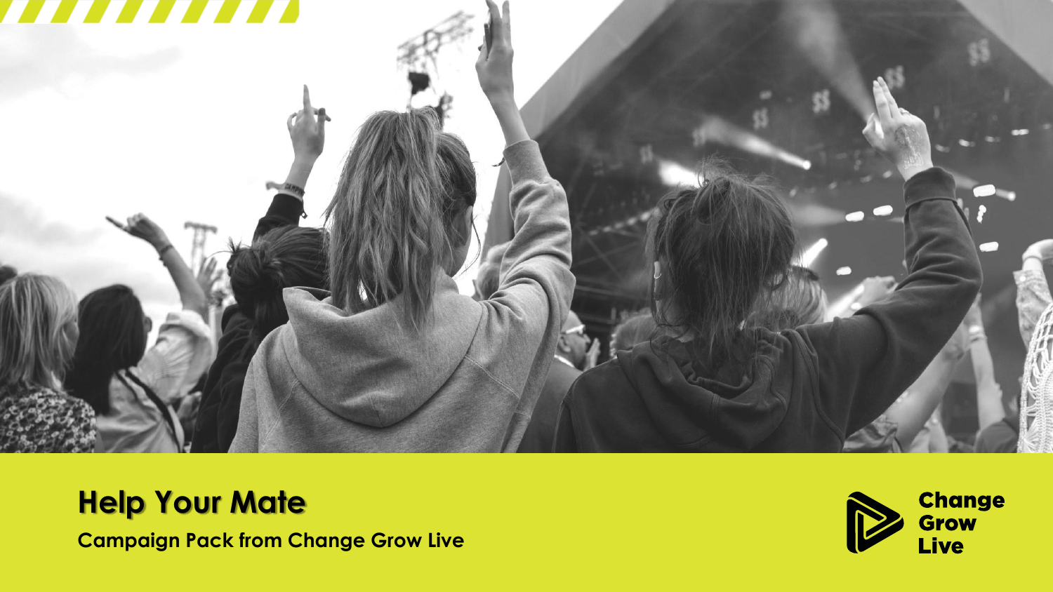# Help Your Mate

**Campaign Pack from Change Grow Live**

Change Grow Live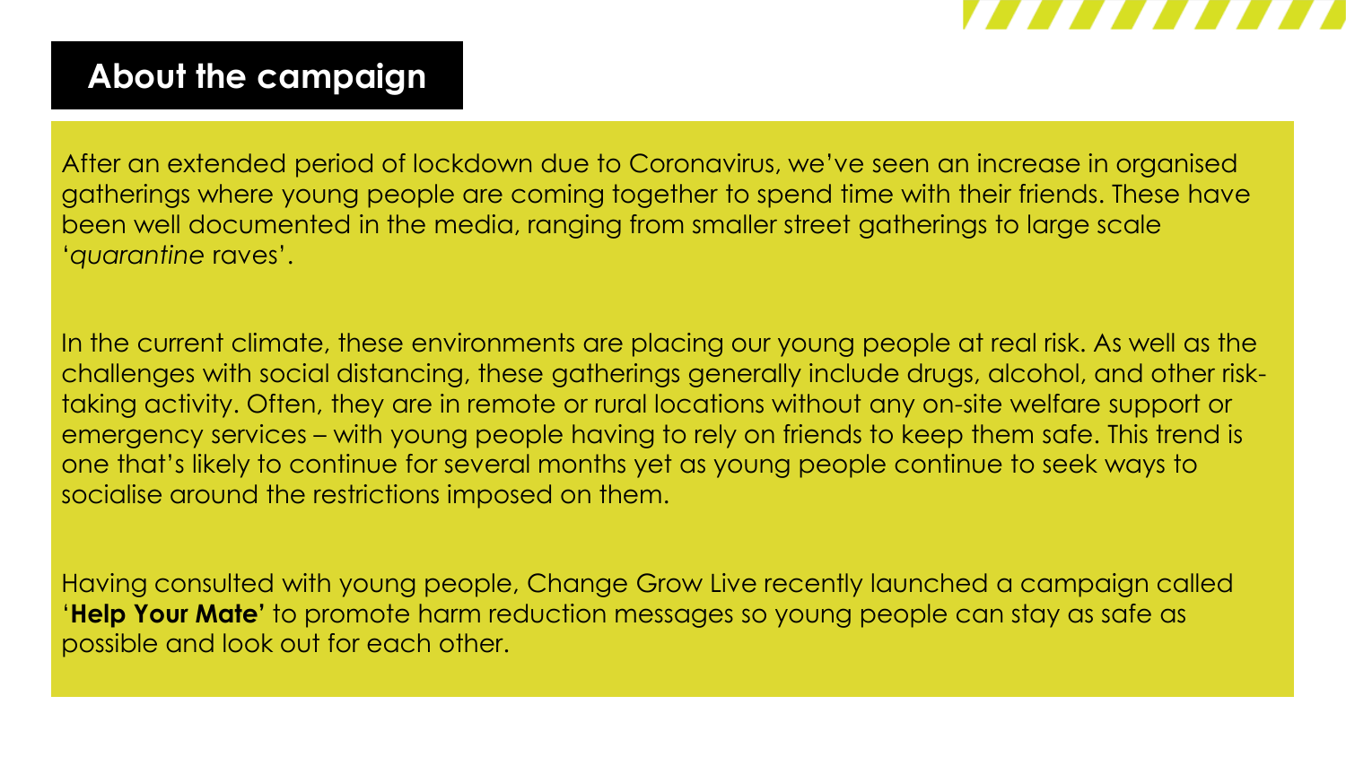## About the campaign

After an extended period of lockdown due to Coronavirus, we've seen an increase in organised gatherings where young people are coming together to spend time with their friends. These have been well documented in the media, ranging from smaller street gatherings to large scale '*quarantine* raves'.

In the current climate, these environments are placing our young people at real risk. As well as the challenges with social distancing, these gatherings generally include drugs, alcohol, and other risk-taking activity. Often, they are in remote or rural locations without any on-site welfare support or emergency services – with young people having to rely on friends to keep them safe. This trend is one that's likely to continue for several months yet as young people continue to seek ways to socialise around the restrictions imposed on them.

Having consulted with young people, Change Grow Live recently launched a campaign called '**Help Your Mate'** to promote harm reduction messages so young people can stay as safe as possible and look out for each other.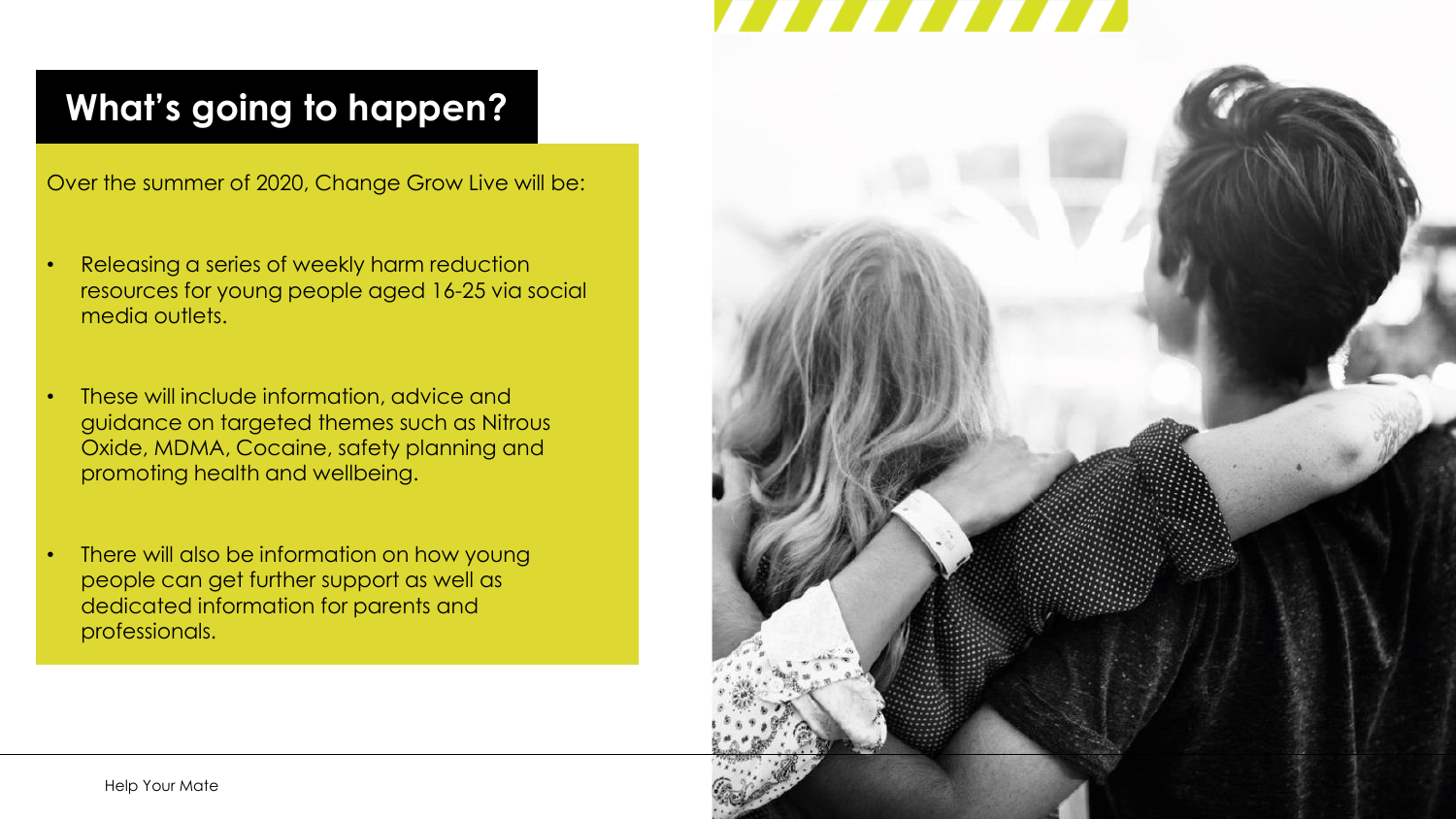# What's going to happen?

Over the summer of 2020, Change Grow Live will be:

- Releasing a series of weekly harm reduction resources for young people aged 16-25 via social media outlets.
- These will include information, advice and guidance on targeted themes such as Nitrous Oxide, MDMA, Cocaine, safety planning and promoting health and wellbeing.
- There will also be information on how young people can get further support as well as dedicated information for parents and professionals.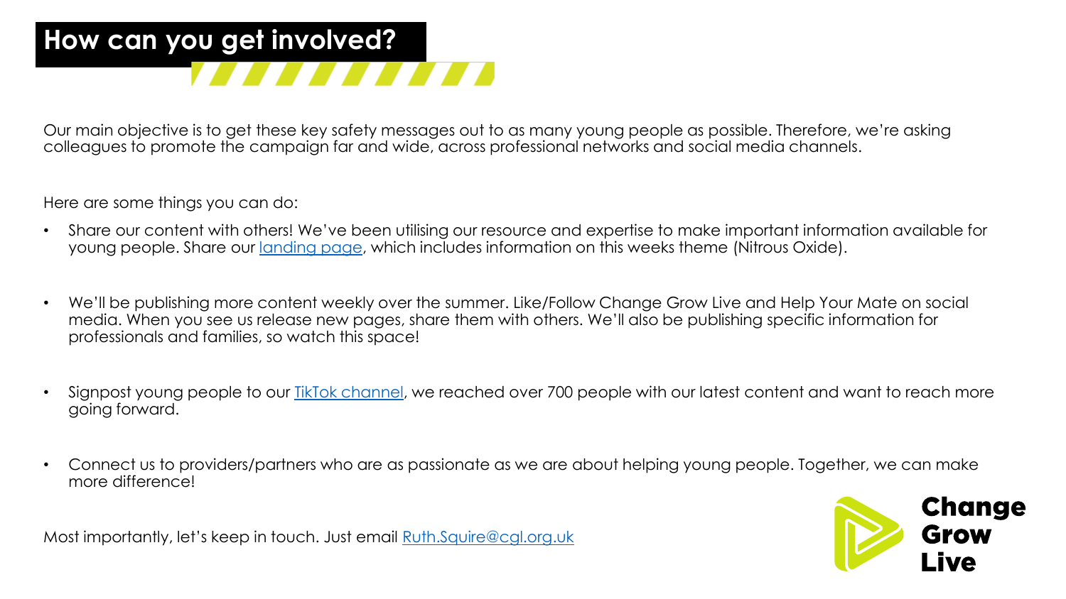# How can you get involved?

Our main objective is to get these key safety messages out to as many young people as possible. Therefore, we're asking colleagues to promote the campaign far and wide, across professional networks and social media channels.

Here are some things you can do:

- Share our content with others! We've been utilising our resource and expertise to make important information available for young people. Share our landing page, which includes information on this weeks theme (Nitrous Oxide).

- We'll be publishing more content weekly over the summer. Like/Follow Change Grow Live and Help Your Mate on social media. When you see us release new pages, share them with others. We'll also be publishing specific information for professionals and families, so watch this space!

- Signpost young people to our TikTok channel, we reached over 700 people with our latest content and want to reach more going forward.

- Connect us to providers/partners who are as passionate as we are about helping young people. Together, we can make more difference!

Most importantly, let's keep in touch. Just email Ruth.Squire@cgl.org.uk

Change Grow Live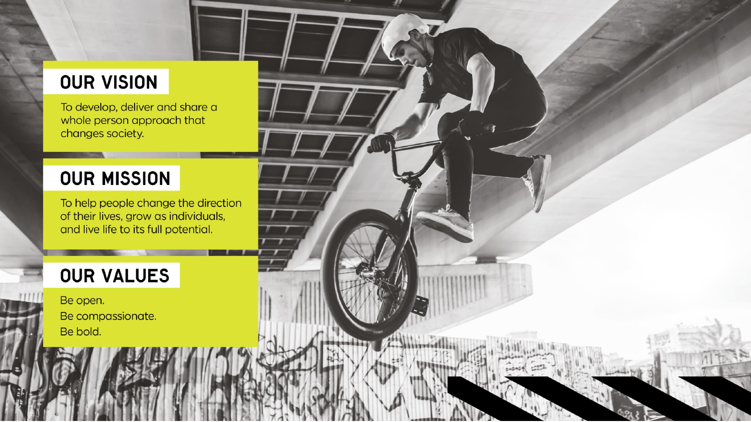## OUR VISION

To develop, deliver and share a whole person approach that changes society.

## OUR MISSION

To help people change the direction of their lives, grow as individuals, and live life to its full potential.

## OUR VALUES

Be open.
Be compassionate.
Be bold.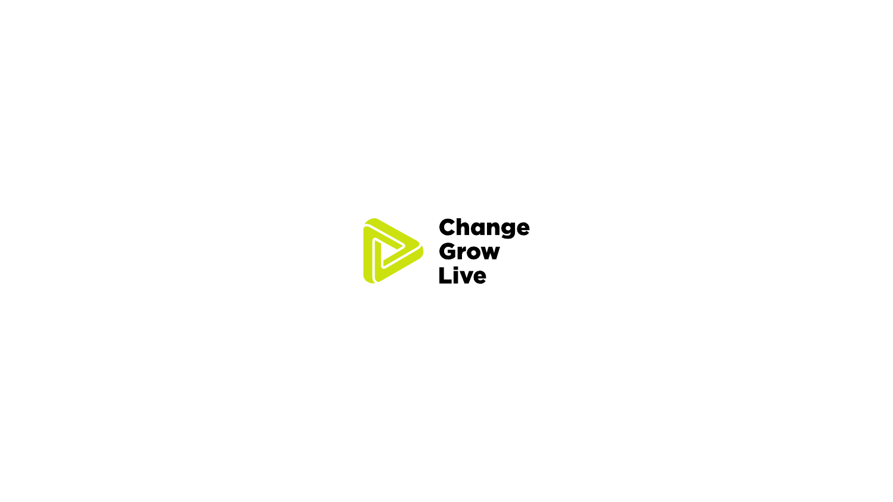Change
Grow
Live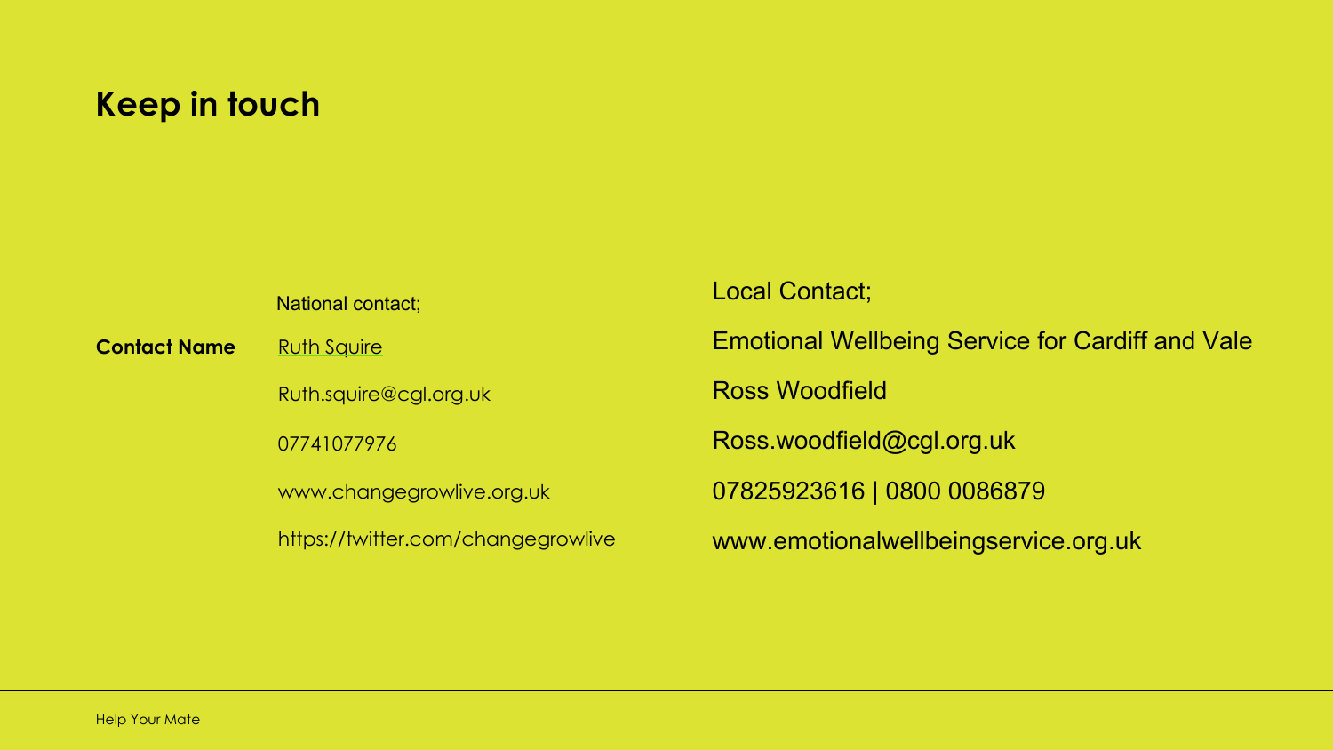## Keep in touch

National contact;

**Contact Name** Ruth Squire

Ruth.squire@cgl.org.uk

07741077976

www.changegrowlive.org.uk

https://twitter.com/changegrowlive

Local Contact;

Emotional Wellbeing Service for Cardiff and Vale

Ross Woodfield

Ross.woodfield@cgl.org.uk

07825923616 | 0800 0086879

www.emotionalwellbeingservice.org.uk